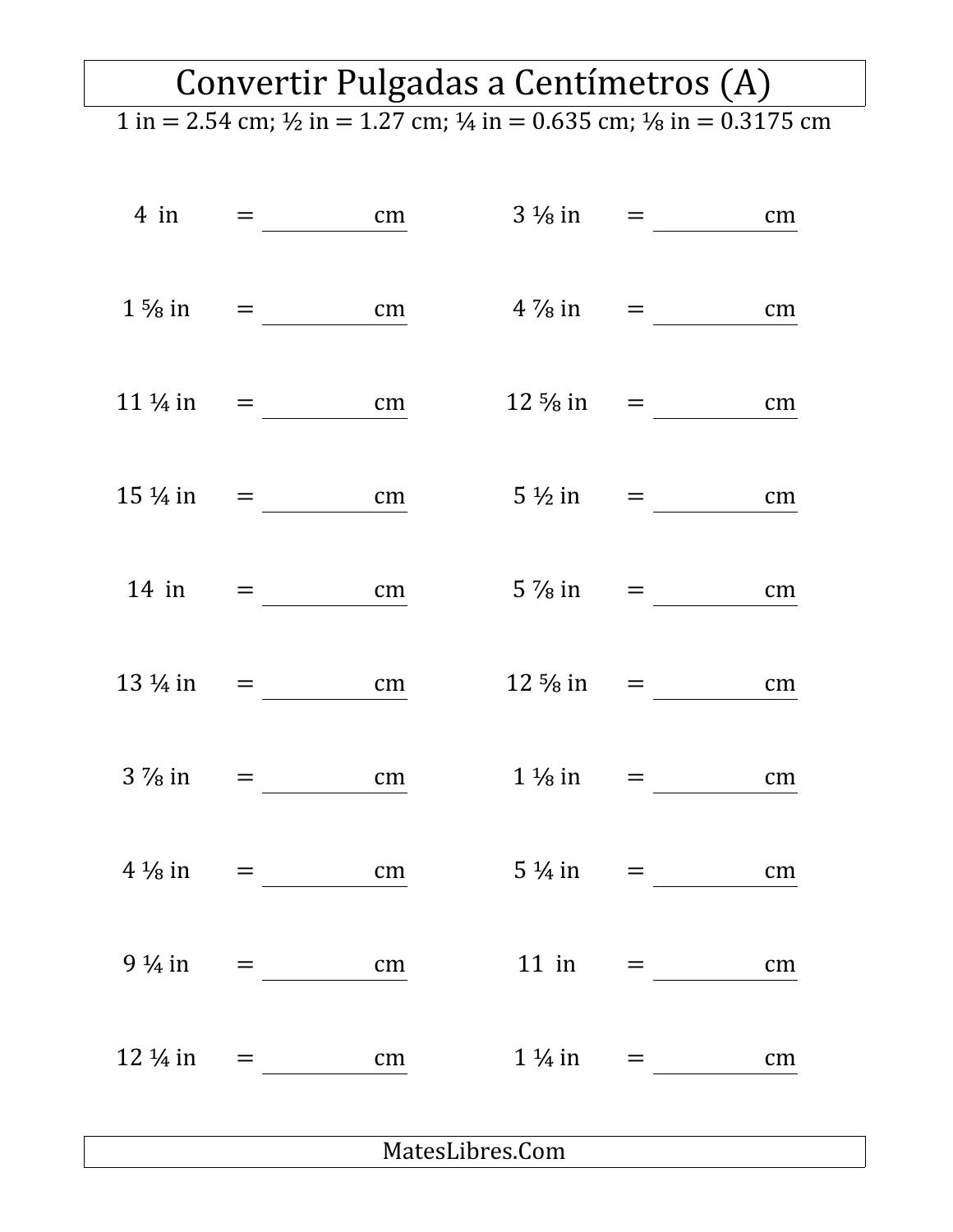# Convertir Pulgadas a Centímetros (A)

1 in = 2.54 cm; ½ in = 1.27 cm; ¼ in = 0.635 cm; ⅛ in = 0.3175 cm

| | | | | | |
|---|---|---|---|---|---|
| 4 in | = | ________ cm | 3 ⅛ in | = | ________ cm |
| 1 ⅝ in | = | ________ cm | 4 ⅞ in | = | ________ cm |
| 11 ¼ in | = | ________ cm | 12 ⅝ in | = | ________ cm |
| 15 ¼ in | = | ________ cm | 5 ½ in | = | ________ cm |
| 14 in | = | ________ cm | 5 ⅞ in | = | ________ cm |
| 13 ¼ in | = | ________ cm | 12 ⅝ in | = | ________ cm |
| 3 ⅞ in | = | ________ cm | 1 ⅛ in | = | ________ cm |
| 4 ⅛ in | = | ________ cm | 5 ¼ in | = | ________ cm |
| 9 ¼ in | = | ________ cm | 11 in | = | ________ cm |
| 12 ¼ in | = | ________ cm | 1 ¼ in | = | ________ cm |

MatesLibres.Com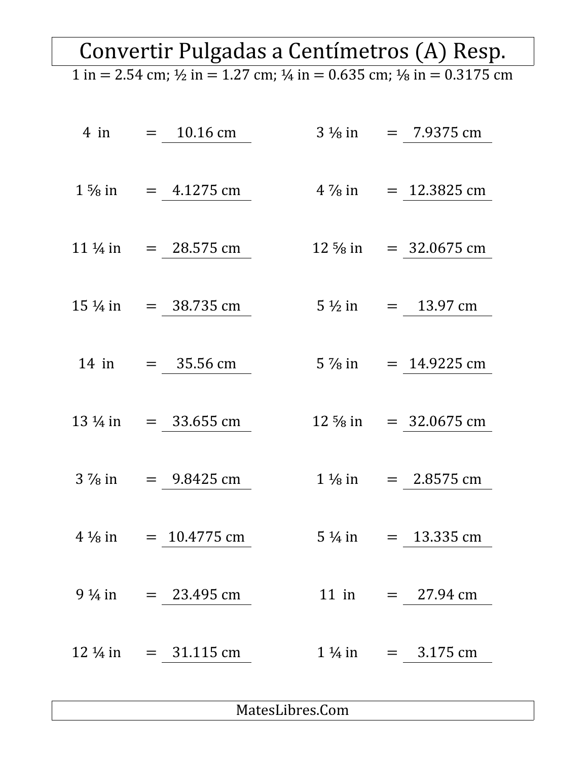# Convertir Pulgadas a Centímetros (A) Resp.

1 in = 2.54 cm; ½ in = 1.27 cm; ¼ in = 0.635 cm; ⅛ in = 0.3175 cm

| | | | | | |
|---|---|---|---|---|---|
| 4 in | = | 10.16 cm | 3 ⅛ in | = | 7.9375 cm |
| 1 ⅝ in | = | 4.1275 cm | 4 ⅞ in | = | 12.3825 cm |
| 11 ¼ in | = | 28.575 cm | 12 ⅝ in | = | 32.0675 cm |
| 15 ¼ in | = | 38.735 cm | 5 ½ in | = | 13.97 cm |
| 14 in | = | 35.56 cm | 5 ⅞ in | = | 14.9225 cm |
| 13 ¼ in | = | 33.655 cm | 12 ⅝ in | = | 32.0675 cm |
| 3 ⅞ in | = | 9.8425 cm | 1 ⅛ in | = | 2.8575 cm |
| 4 ⅛ in | = | 10.4775 cm | 5 ¼ in | = | 13.335 cm |
| 9 ¼ in | = | 23.495 cm | 11 in | = | 27.94 cm |
| 12 ¼ in | = | 31.115 cm | 1 ¼ in | = | 3.175 cm |

MatesLibres.Com